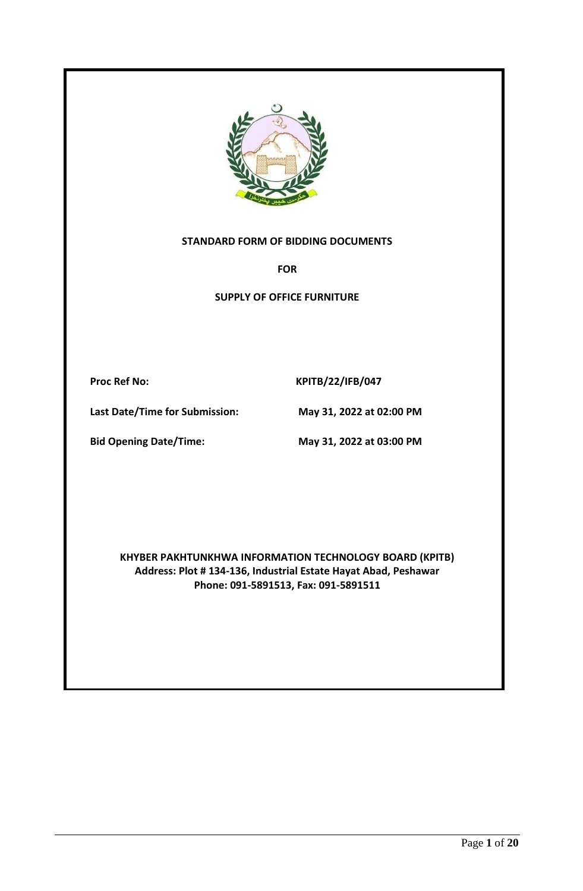**STANDARD FORM OF BIDDING DOCUMENTS**

**FOR**

**SUPPLY OF OFFICE FURNITURE**

| | |
|---|---|
| **Proc Ref No:** | **KPITB/22/IFB/047** |
| **Last Date/Time for Submission:** | **May 31, 2022 at 02:00 PM** |
| **Bid Opening Date/Time:** | **May 31, 2022 at 03:00 PM** |

**KHYBER PAKHTUNKHWA INFORMATION TECHNOLOGY BOARD (KPITB)**
**Address: Plot # 134-136, Industrial Estate Hayat Abad, Peshawar**
**Phone: 091-5891513, Fax: 091-5891511**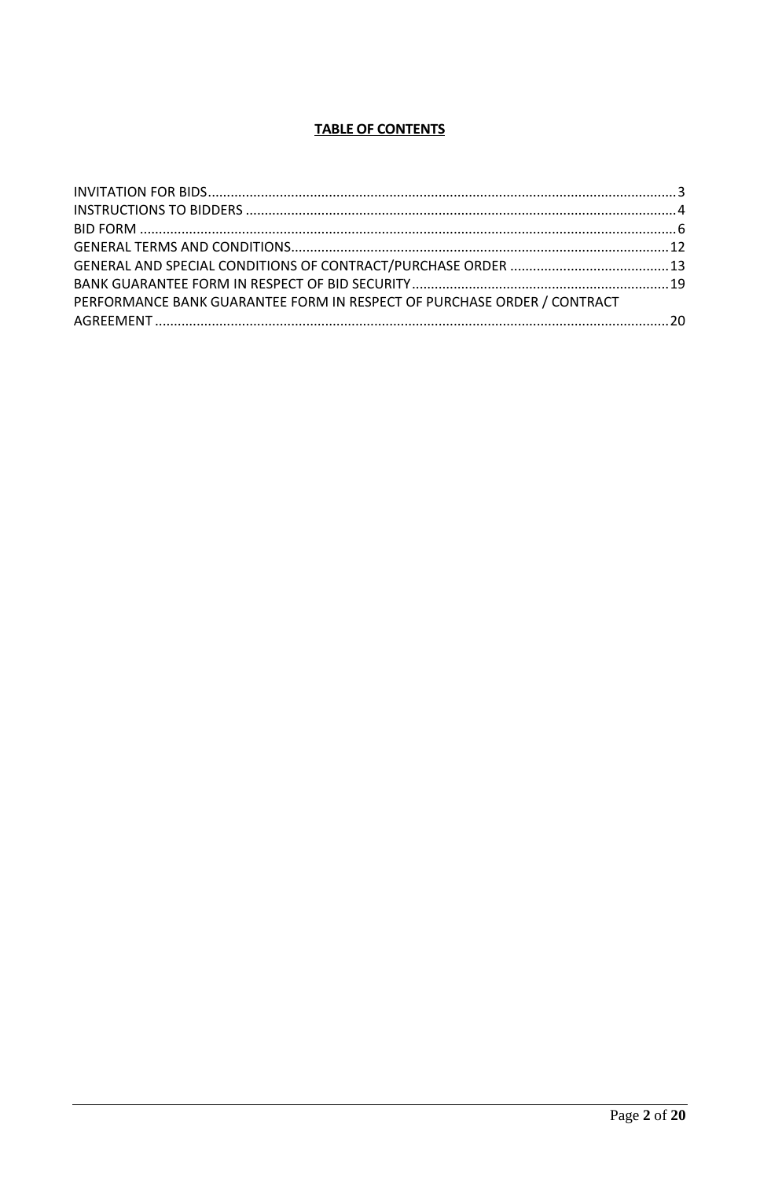**TABLE OF CONTENTS**

INVITATION FOR BIDS ............................................................ 3
INSTRUCTIONS TO BIDDERS ............................................................ 4
BID FORM ............................................................ 6
GENERAL TERMS AND CONDITIONS ............................................................ 12
GENERAL AND SPECIAL CONDITIONS OF CONTRACT/PURCHASE ORDER ............................................................ 13
BANK GUARANTEE FORM IN RESPECT OF BID SECURITY ............................................................ 19
PERFORMANCE BANK GUARANTEE FORM IN RESPECT OF PURCHASE ORDER / CONTRACT AGREEMENT ............................................................ 20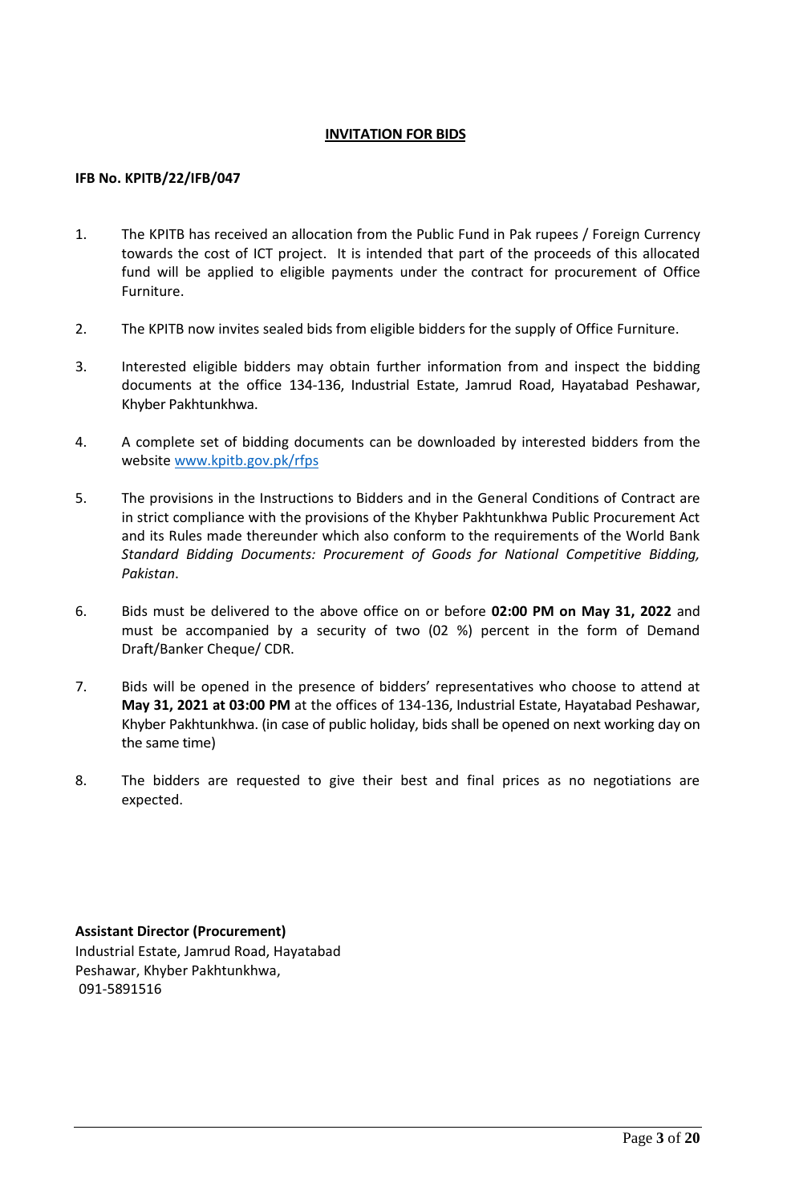# INVITATION FOR BIDS

**IFB No. KPITB/22/IFB/047**

1. The KPITB has received an allocation from the Public Fund in Pak rupees / Foreign Currency towards the cost of ICT project. It is intended that part of the proceeds of this allocated fund will be applied to eligible payments under the contract for procurement of Office Furniture.

2. The KPITB now invites sealed bids from eligible bidders for the supply of Office Furniture.

3. Interested eligible bidders may obtain further information from and inspect the bidding documents at the office 134-136, Industrial Estate, Jamrud Road, Hayatabad Peshawar, Khyber Pakhtunkhwa.

4. A complete set of bidding documents can be downloaded by interested bidders from the website www.kpitb.gov.pk/rfps

5. The provisions in the Instructions to Bidders and in the General Conditions of Contract are in strict compliance with the provisions of the Khyber Pakhtunkhwa Public Procurement Act and its Rules made thereunder which also conform to the requirements of the World Bank *Standard Bidding Documents: Procurement of Goods for National Competitive Bidding, Pakistan*.

6. Bids must be delivered to the above office on or before **02:00 PM on May 31, 2022** and must be accompanied by a security of two (02 %) percent in the form of Demand Draft/Banker Cheque/ CDR.

7. Bids will be opened in the presence of bidders' representatives who choose to attend at **May 31, 2021 at 03:00 PM** at the offices of 134-136, Industrial Estate, Hayatabad Peshawar, Khyber Pakhtunkhwa. (in case of public holiday, bids shall be opened on next working day on the same time)

8. The bidders are requested to give their best and final prices as no negotiations are expected.

**Assistant Director (Procurement)**
Industrial Estate, Jamrud Road, Hayatabad
Peshawar, Khyber Pakhtunkhwa,
091-5891516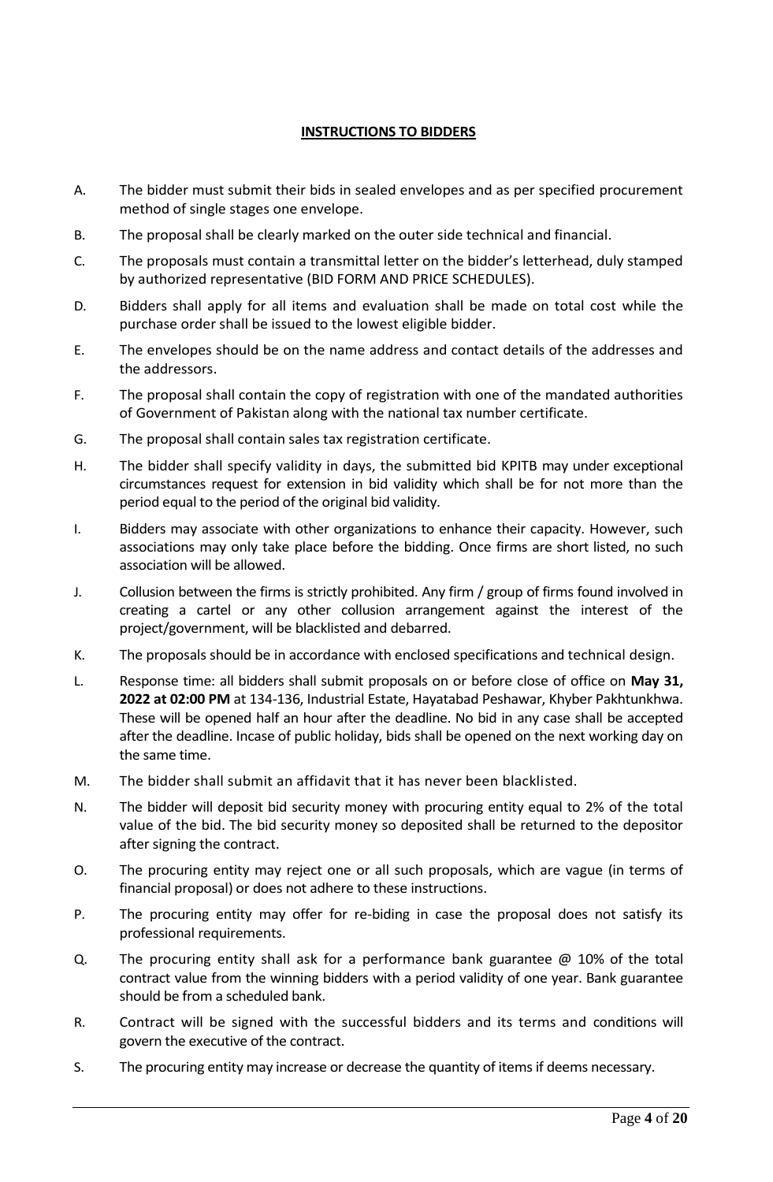## INSTRUCTIONS TO BIDDERS

A. The bidder must submit their bids in sealed envelopes and as per specified procurement method of single stages one envelope.

B. The proposal shall be clearly marked on the outer side technical and financial.

C. The proposals must contain a transmittal letter on the bidder's letterhead, duly stamped by authorized representative (BID FORM AND PRICE SCHEDULES).

D. Bidders shall apply for all items and evaluation shall be made on total cost while the purchase order shall be issued to the lowest eligible bidder.

E. The envelopes should be on the name address and contact details of the addresses and the addressors.

F. The proposal shall contain the copy of registration with one of the mandated authorities of Government of Pakistan along with the national tax number certificate.

G. The proposal shall contain sales tax registration certificate.

H. The bidder shall specify validity in days, the submitted bid KPITB may under exceptional circumstances request for extension in bid validity which shall be for not more than the period equal to the period of the original bid validity.

I. Bidders may associate with other organizations to enhance their capacity. However, such associations may only take place before the bidding. Once firms are short listed, no such association will be allowed.

J. Collusion between the firms is strictly prohibited. Any firm / group of firms found involved in creating a cartel or any other collusion arrangement against the interest of the project/government, will be blacklisted and debarred.

K. The proposals should be in accordance with enclosed specifications and technical design.

L. Response time: all bidders shall submit proposals on or before close of office on **May 31, 2022 at 02:00 PM** at 134-136, Industrial Estate, Hayatabad Peshawar, Khyber Pakhtunkhwa. These will be opened half an hour after the deadline. No bid in any case shall be accepted after the deadline. Incase of public holiday, bids shall be opened on the next working day on the same time.

M. The bidder shall submit an affidavit that it has never been blacklisted.

N. The bidder will deposit bid security money with procuring entity equal to 2% of the total value of the bid. The bid security money so deposited shall be returned to the depositor after signing the contract.

O. The procuring entity may reject one or all such proposals, which are vague (in terms of financial proposal) or does not adhere to these instructions.

P. The procuring entity may offer for re-biding in case the proposal does not satisfy its professional requirements.

Q. The procuring entity shall ask for a performance bank guarantee @ 10% of the total contract value from the winning bidders with a period validity of one year. Bank guarantee should be from a scheduled bank.

R. Contract will be signed with the successful bidders and its terms and conditions will govern the executive of the contract.

S. The procuring entity may increase or decrease the quantity of items if deems necessary.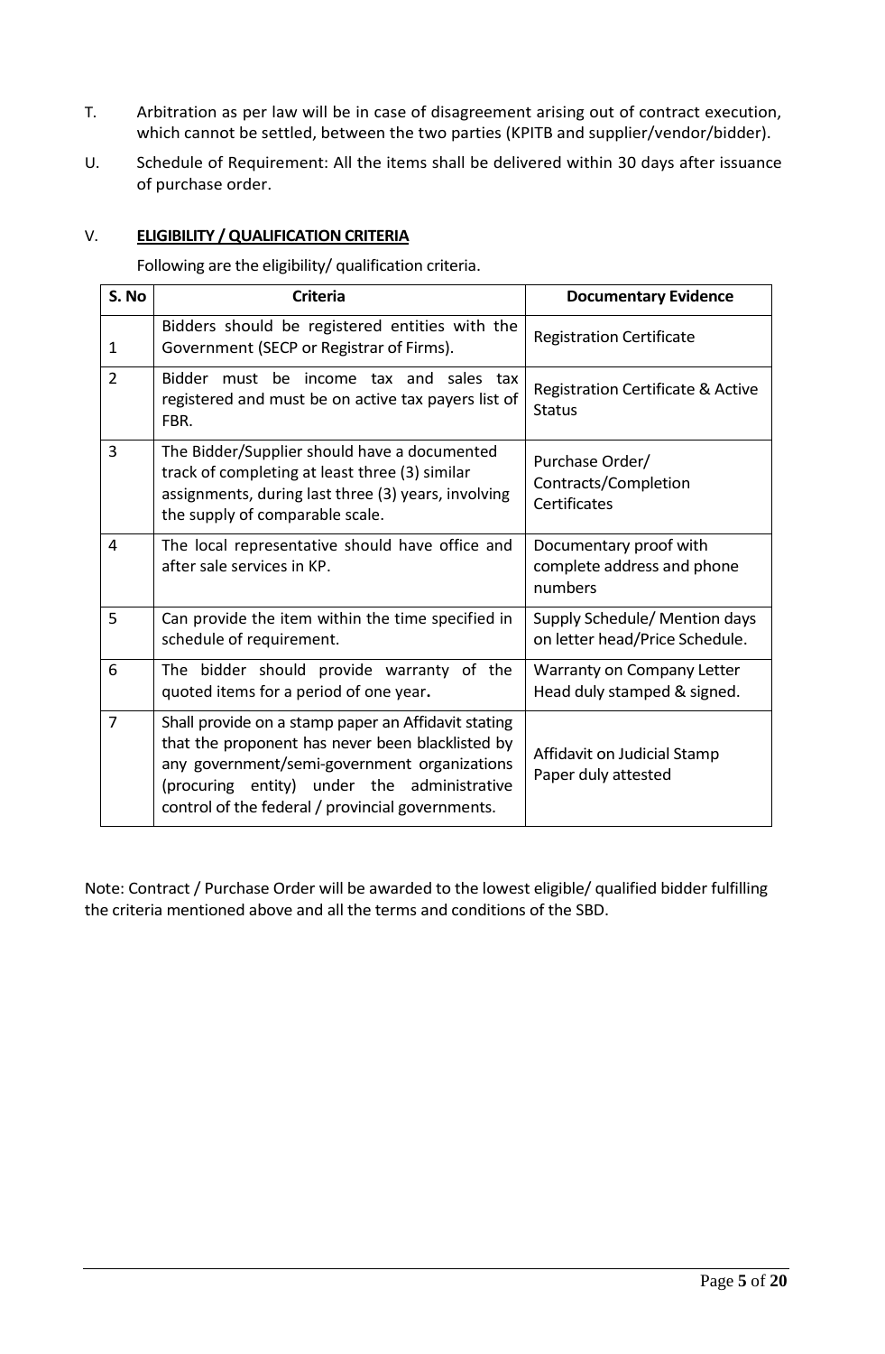T. Arbitration as per law will be in case of disagreement arising out of contract execution, which cannot be settled, between the two parties (KPITB and supplier/vendor/bidder).

U. Schedule of Requirement: All the items shall be delivered within 30 days after issuance of purchase order.

V. **ELIGIBILITY / QUALIFICATION CRITERIA**

Following are the eligibility/ qualification criteria.

| S. No | Criteria | Documentary Evidence |
|---|---|---|
| 1 | Bidders should be registered entities with the Government (SECP or Registrar of Firms). | Registration Certificate |
| 2 | Bidder must be income tax and sales tax registered and must be on active tax payers list of FBR. | Registration Certificate & Active Status |
| 3 | The Bidder/Supplier should have a documented track of completing at least three (3) similar assignments, during last three (3) years, involving the supply of comparable scale. | Purchase Order/ Contracts/Completion Certificates |
| 4 | The local representative should have office and after sale services in KP. | Documentary proof with complete address and phone numbers |
| 5 | Can provide the item within the time specified in schedule of requirement. | Supply Schedule/ Mention days on letter head/Price Schedule. |
| 6 | The bidder should provide warranty of the quoted items for a period of one year. | Warranty on Company Letter Head duly stamped & signed. |
| 7 | Shall provide on a stamp paper an Affidavit stating that the proponent has never been blacklisted by any government/semi-government organizations (procuring entity) under the administrative control of the federal / provincial governments. | Affidavit on Judicial Stamp Paper duly attested |

Note: Contract / Purchase Order will be awarded to the lowest eligible/ qualified bidder fulfilling the criteria mentioned above and all the terms and conditions of the SBD.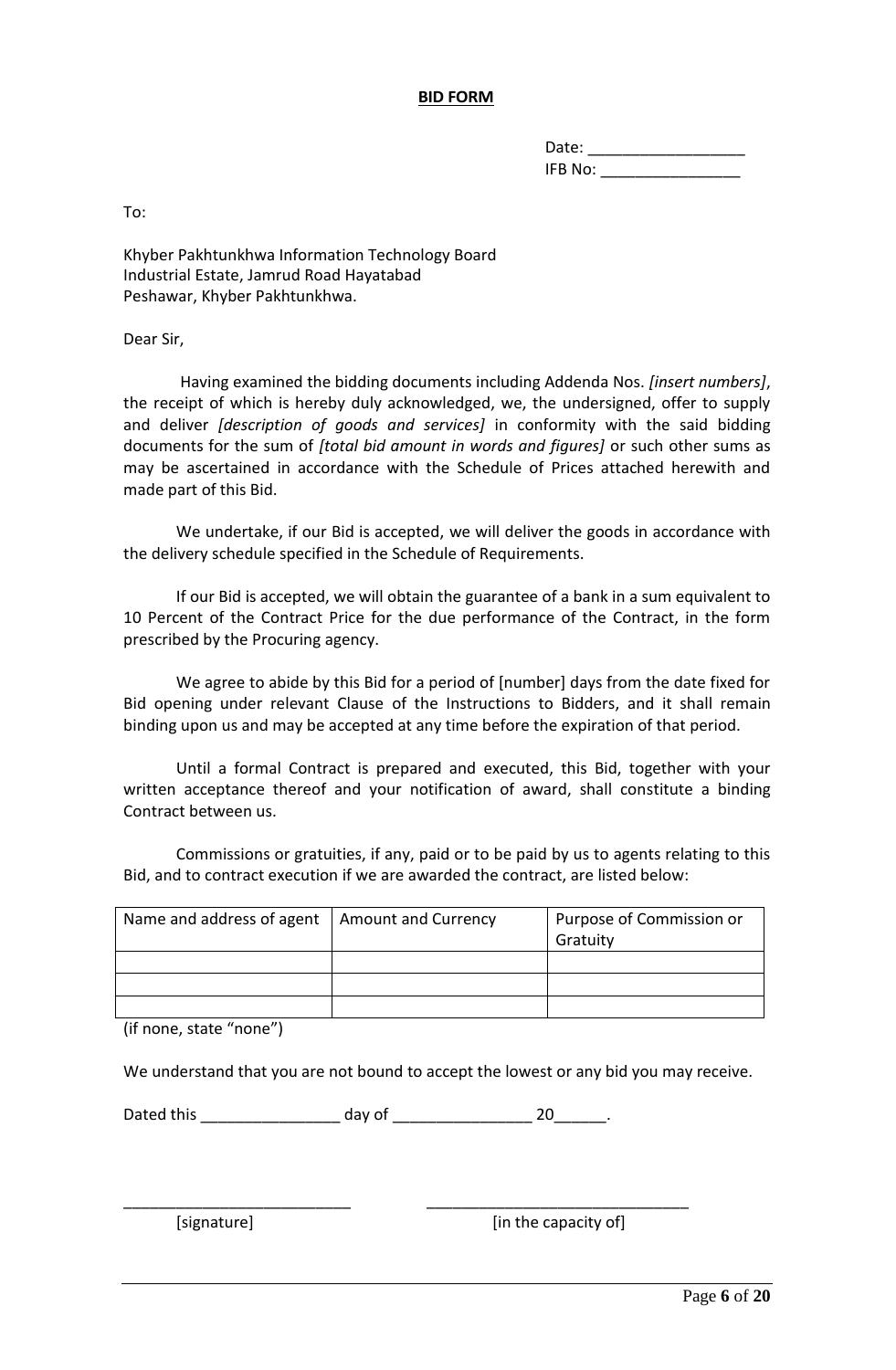# BID FORM

Date: __________________
IFB No: ________________

To:

Khyber Pakhtunkhwa Information Technology Board
Industrial Estate, Jamrud Road Hayatabad
Peshawar, Khyber Pakhtunkhwa.

Dear Sir,

Having examined the bidding documents including Addenda Nos. *[insert numbers]*, the receipt of which is hereby duly acknowledged, we, the undersigned, offer to supply and deliver *[description of goods and services]* in conformity with the said bidding documents for the sum of *[total bid amount in words and figures]* or such other sums as may be ascertained in accordance with the Schedule of Prices attached herewith and made part of this Bid.

We undertake, if our Bid is accepted, we will deliver the goods in accordance with the delivery schedule specified in the Schedule of Requirements.

If our Bid is accepted, we will obtain the guarantee of a bank in a sum equivalent to 10 Percent of the Contract Price for the due performance of the Contract, in the form prescribed by the Procuring agency.

We agree to abide by this Bid for a period of [number] days from the date fixed for Bid opening under relevant Clause of the Instructions to Bidders, and it shall remain binding upon us and may be accepted at any time before the expiration of that period.

Until a formal Contract is prepared and executed, this Bid, together with your written acceptance thereof and your notification of award, shall constitute a binding Contract between us.

Commissions or gratuities, if any, paid or to be paid by us to agents relating to this Bid, and to contract execution if we are awarded the contract, are listed below:

| Name and address of agent | Amount and Currency | Purpose of Commission or Gratuity |
|---|---|---|
| | | |
| | | |
| | | |

(if none, state "none")

We understand that you are not bound to accept the lowest or any bid you may receive.

Dated this ________________ day of ________________ 20______.

__________________________ ______________________________
[signature] [in the capacity of]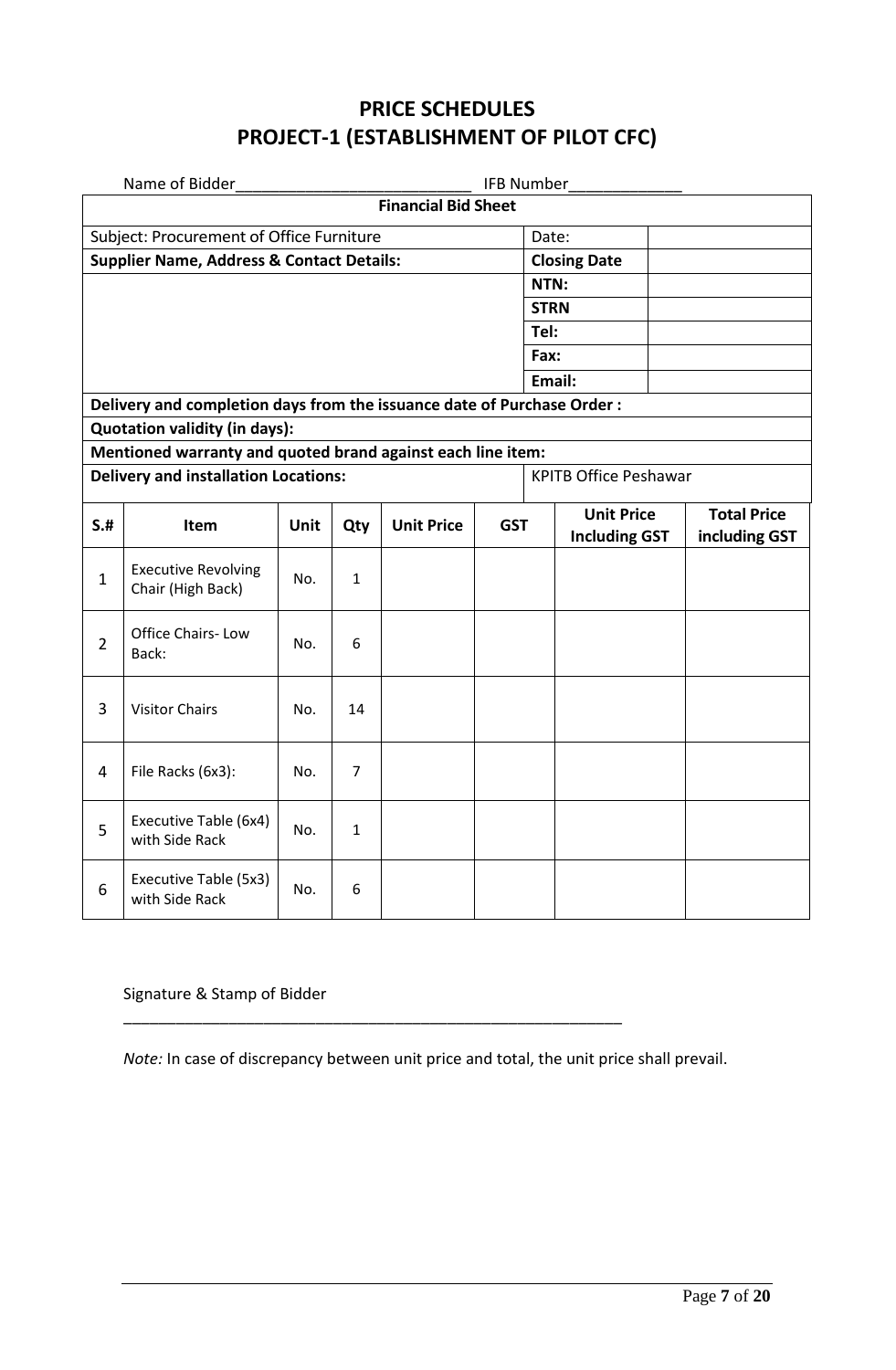# PRICE SCHEDULES
## PROJECT-1 (ESTABLISHMENT OF PILOT CFC)

Name of Bidder___________________________ IFB Number_____________

| **Financial Bid Sheet** | | |
|---|---|---|
| Subject: Procurement of Office Furniture | Date: | |
| **Supplier Name, Address & Contact Details:** | **Closing Date** | |
| | **NTN:** | |
| | **STRN** | |
| | **Tel:** | |
| | **Fax:** | |
| | **Email:** | |
| **Delivery and completion days from the issuance date of Purchase Order :** | | |
| **Quotation validity (in days):** | | |
| **Mentioned warranty and quoted brand against each line item:** | | |
| **Delivery and installation Locations:** | KPITB Office Peshawar | |

| S.# | Item | Unit | Qty | Unit Price | GST | Unit Price Including GST | Total Price including GST |
|---|---|---|---|---|---|---|---|
| 1 | Executive Revolving Chair (High Back) | No. | 1 | | | | |
| 2 | Office Chairs- Low Back: | No. | 6 | | | | |
| 3 | Visitor Chairs | No. | 14 | | | | |
| 4 | File Racks (6x3): | No. | 7 | | | | |
| 5 | Executive Table (6x4) with Side Rack | No. | 1 | | | | |
| 6 | Executive Table (5x3) with Side Rack | No. | 6 | | | | |

Signature & Stamp of Bidder

___________________________________________________________

*Note:* In case of discrepancy between unit price and total, the unit price shall prevail.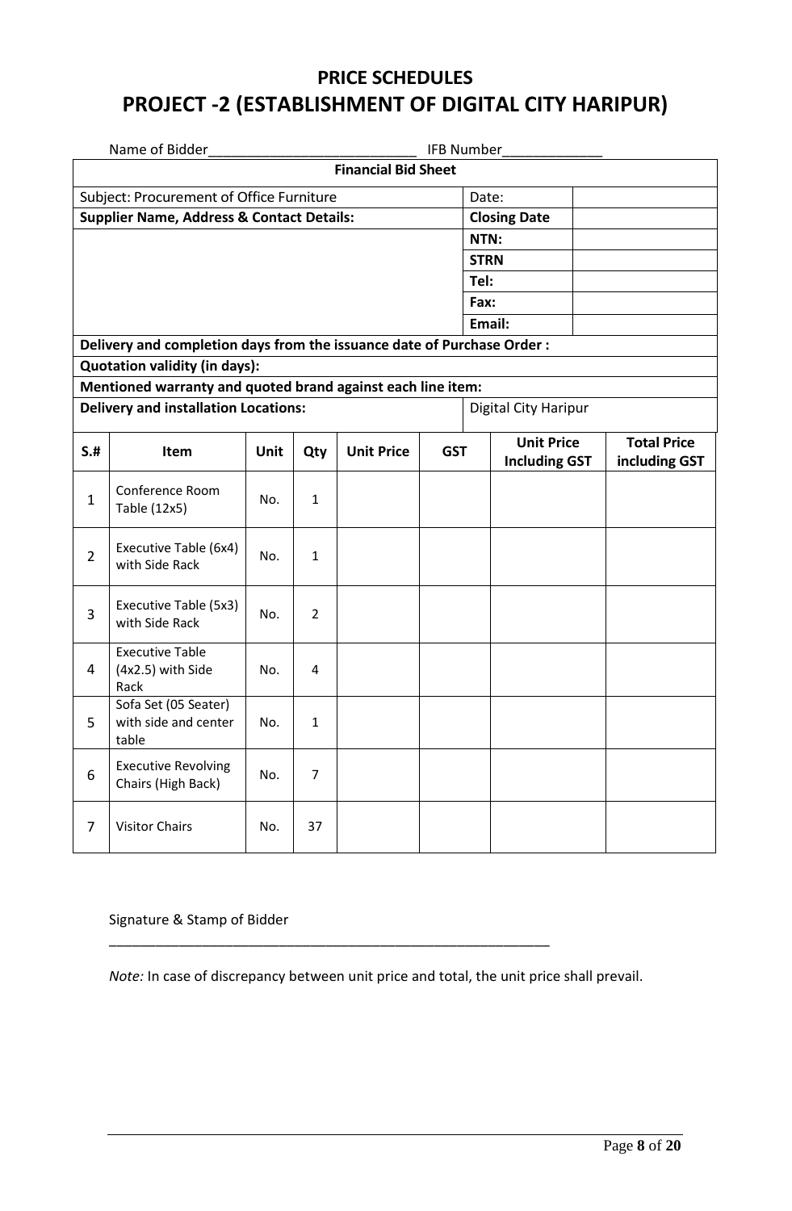# PRICE SCHEDULES

# PROJECT -2 (ESTABLISHMENT OF DIGITAL CITY HARIPUR)

Name of Bidder___________________________ IFB Number_____________

| **Financial Bid Sheet** | | |
|---|---|---|
| Subject: Procurement of Office Furniture | Date: | |
| **Supplier Name, Address & Contact Details:** | **Closing Date** | |
| | **NTN:** | |
| | **STRN** | |
| | **Tel:** | |
| | **Fax:** | |
| | **Email:** | |
| **Delivery and completion days from the issuance date of Purchase Order :** | | |
| **Quotation validity (in days):** | | |
| **Mentioned warranty and quoted brand against each line item:** | | |
| **Delivery and installation Locations:** | Digital City Haripur | |

| S.# | Item | Unit | Qty | Unit Price | GST | Unit Price Including GST | Total Price including GST |
|---|---|---|---|---|---|---|---|
| 1 | Conference Room Table (12x5) | No. | 1 | | | | |
| 2 | Executive Table (6x4) with Side Rack | No. | 1 | | | | |
| 3 | Executive Table (5x3) with Side Rack | No. | 2 | | | | |
| 4 | Executive Table (4x2.5) with Side Rack | No. | 4 | | | | |
| 5 | Sofa Set (05 Seater) with side and center table | No. | 1 | | | | |
| 6 | Executive Revolving Chairs (High Back) | No. | 7 | | | | |
| 7 | Visitor Chairs | No. | 37 | | | | |

Signature & Stamp of Bidder

___________________________________________________________

*Note:* In case of discrepancy between unit price and total, the unit price shall prevail.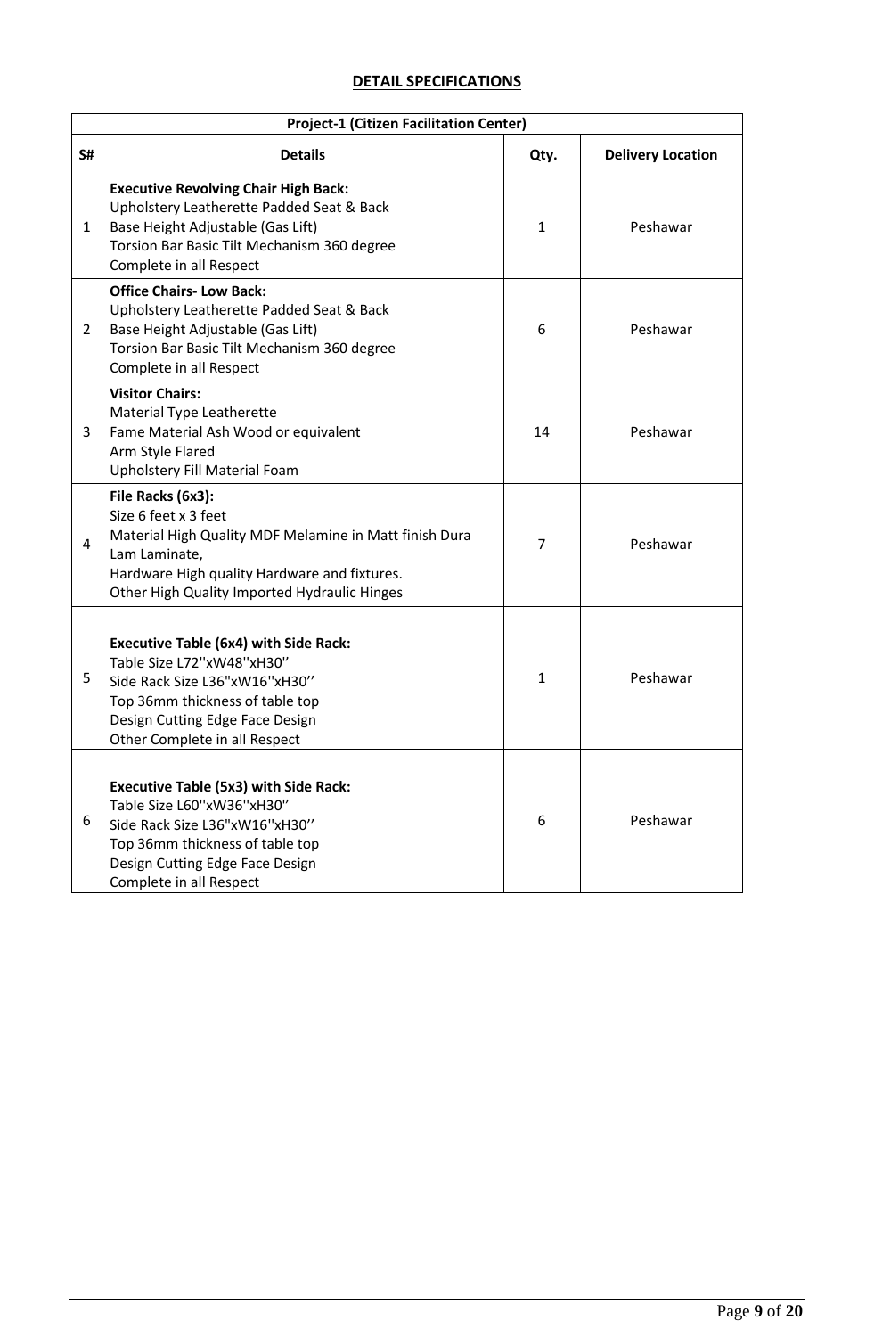**DETAIL SPECIFICATIONS**

| Project-1 (Citizen Facilitation Center) | | | |
|---|---|---|---|
| **S#** | **Details** | **Qty.** | **Delivery Location** |
| 1 | **Executive Revolving Chair High Back:**<br>Upholstery Leatherette Padded Seat & Back<br>Base Height Adjustable (Gas Lift)<br>Torsion Bar Basic Tilt Mechanism 360 degree<br>Complete in all Respect | 1 | Peshawar |
| 2 | **Office Chairs- Low Back:**<br>Upholstery Leatherette Padded Seat & Back<br>Base Height Adjustable (Gas Lift)<br>Torsion Bar Basic Tilt Mechanism 360 degree<br>Complete in all Respect | 6 | Peshawar |
| 3 | **Visitor Chairs:**<br>Material Type Leatherette<br>Fame Material Ash Wood or equivalent<br>Arm Style Flared<br>Upholstery Fill Material Foam | 14 | Peshawar |
| 4 | **File Racks (6x3):**<br>Size 6 feet x 3 feet<br>Material High Quality MDF Melamine in Matt finish Dura Lam Laminate,<br>Hardware High quality Hardware and fixtures.<br>Other High Quality Imported Hydraulic Hinges | 7 | Peshawar |
| 5 | **Executive Table (6x4) with Side Rack:**<br>Table Size L72"xW48"xH30"<br>Side Rack Size L36"xW16"xH30"<br>Top 36mm thickness of table top<br>Design Cutting Edge Face Design<br>Other Complete in all Respect | 1 | Peshawar |
| 6 | **Executive Table (5x3) with Side Rack:**<br>Table Size L60"xW36"xH30"<br>Side Rack Size L36"xW16"xH30"<br>Top 36mm thickness of table top<br>Design Cutting Edge Face Design<br>Complete in all Respect | 6 | Peshawar |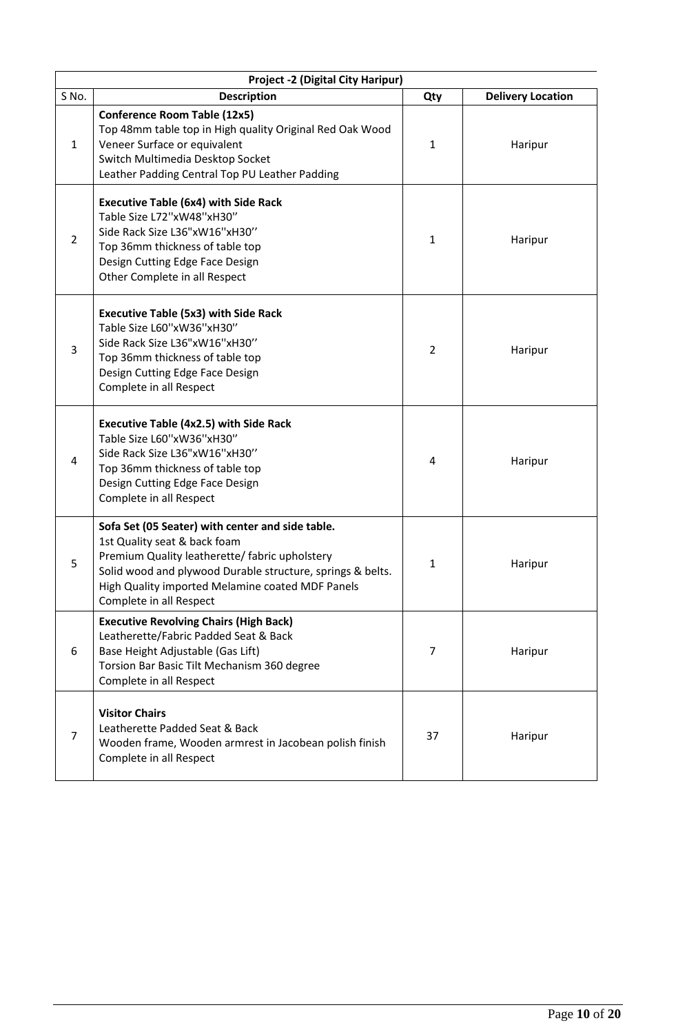| Project -2 (Digital City Haripur) | | | |
|---|---|---|---|
| S No. | Description | Qty | Delivery Location |
| 1 | **Conference Room Table (12x5)**<br>Top 48mm table top in High quality Original Red Oak Wood Veneer Surface or equivalent<br>Switch Multimedia Desktop Socket<br>Leather Padding Central Top PU Leather Padding | 1 | Haripur |
| 2 | **Executive Table (6x4) with Side Rack**<br>Table Size L72"xW48"xH30"<br>Side Rack Size L36"xW16"xH30"<br>Top 36mm thickness of table top<br>Design Cutting Edge Face Design<br>Other Complete in all Respect | 1 | Haripur |
| 3 | **Executive Table (5x3) with Side Rack**<br>Table Size L60"xW36"xH30"<br>Side Rack Size L36"xW16"xH30"<br>Top 36mm thickness of table top<br>Design Cutting Edge Face Design<br>Complete in all Respect | 2 | Haripur |
| 4 | **Executive Table (4x2.5) with Side Rack**<br>Table Size L60"xW36"xH30"<br>Side Rack Size L36"xW16"xH30"<br>Top 36mm thickness of table top<br>Design Cutting Edge Face Design<br>Complete in all Respect | 4 | Haripur |
| 5 | **Sofa Set (05 Seater) with center and side table.**<br>1st Quality seat & back foam<br>Premium Quality leatherette/ fabric upholstery<br>Solid wood and plywood Durable structure, springs & belts.<br>High Quality imported Melamine coated MDF Panels<br>Complete in all Respect | 1 | Haripur |
| 6 | **Executive Revolving Chairs (High Back)**<br>Leatherette/Fabric Padded Seat & Back<br>Base Height Adjustable (Gas Lift)<br>Torsion Bar Basic Tilt Mechanism 360 degree<br>Complete in all Respect | 7 | Haripur |
| 7 | **Visitor Chairs**<br>Leatherette Padded Seat & Back<br>Wooden frame, Wooden armrest in Jacobean polish finish<br>Complete in all Respect | 37 | Haripur |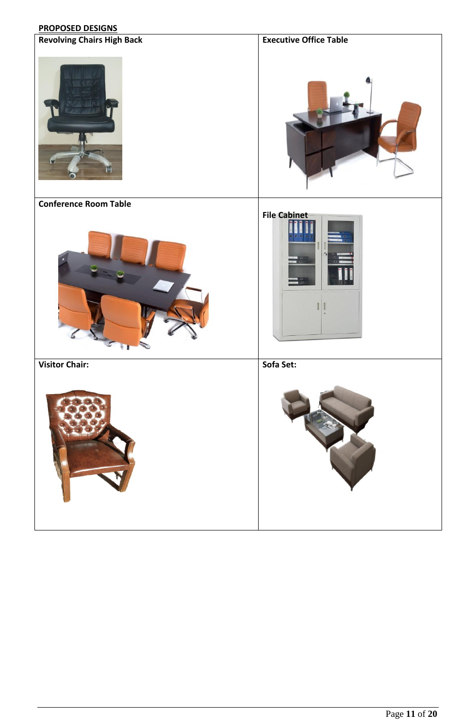**PROPOSED DESIGNS**

| Revolving Chairs High Back | Executive Office Table |
|---|---|
| Conference Room Table | File Cabinet |
| Visitor Chair: | Sofa Set: |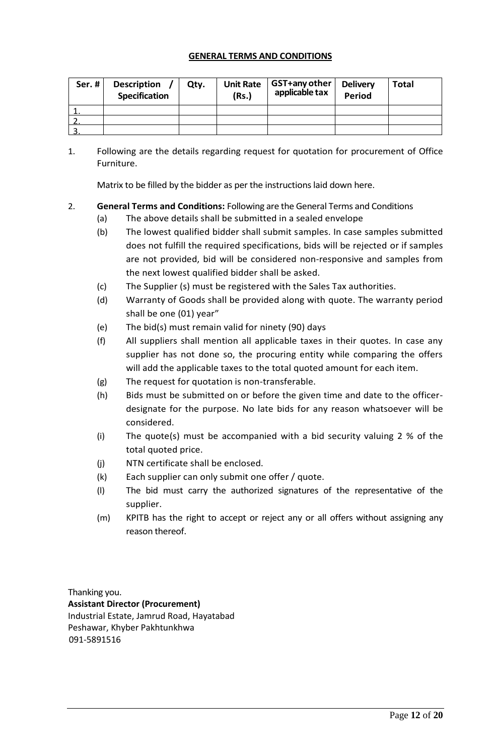## GENERAL TERMS AND CONDITIONS

| Ser. # | Description / Specification | Qty. | Unit Rate (Rs.) | GST+any other applicable tax | Delivery Period | Total |
|---|---|---|---|---|---|---|
| 1. | | | | | | |
| 2. | | | | | | |
| 3. | | | | | | |

1. Following are the details regarding request for quotation for procurement of Office Furniture.

   Matrix to be filled by the bidder as per the instructions laid down here.

2. **General Terms and Conditions:** Following are the General Terms and Conditions
   - (a) The above details shall be submitted in a sealed envelope
   - (b) The lowest qualified bidder shall submit samples. In case samples submitted does not fulfill the required specifications, bids will be rejected or if samples are not provided, bid will be considered non-responsive and samples from the next lowest qualified bidder shall be asked.
   - (c) The Supplier (s) must be registered with the Sales Tax authorities.
   - (d) Warranty of Goods shall be provided along with quote. The warranty period shall be one (01) year"
   - (e) The bid(s) must remain valid for ninety (90) days
   - (f) All suppliers shall mention all applicable taxes in their quotes. In case any supplier has not done so, the procuring entity while comparing the offers will add the applicable taxes to the total quoted amount for each item.
   - (g) The request for quotation is non-transferable.
   - (h) Bids must be submitted on or before the given time and date to the officer-designate for the purpose. No late bids for any reason whatsoever will be considered.
   - (i) The quote(s) must be accompanied with a bid security valuing 2 % of the total quoted price.
   - (j) NTN certificate shall be enclosed.
   - (k) Each supplier can only submit one offer / quote.
   - (l) The bid must carry the authorized signatures of the representative of the supplier.
   - (m) KPITB has the right to accept or reject any or all offers without assigning any reason thereof.

Thanking you.
**Assistant Director (Procurement)**
Industrial Estate, Jamrud Road, Hayatabad
Peshawar, Khyber Pakhtunkhwa
091-5891516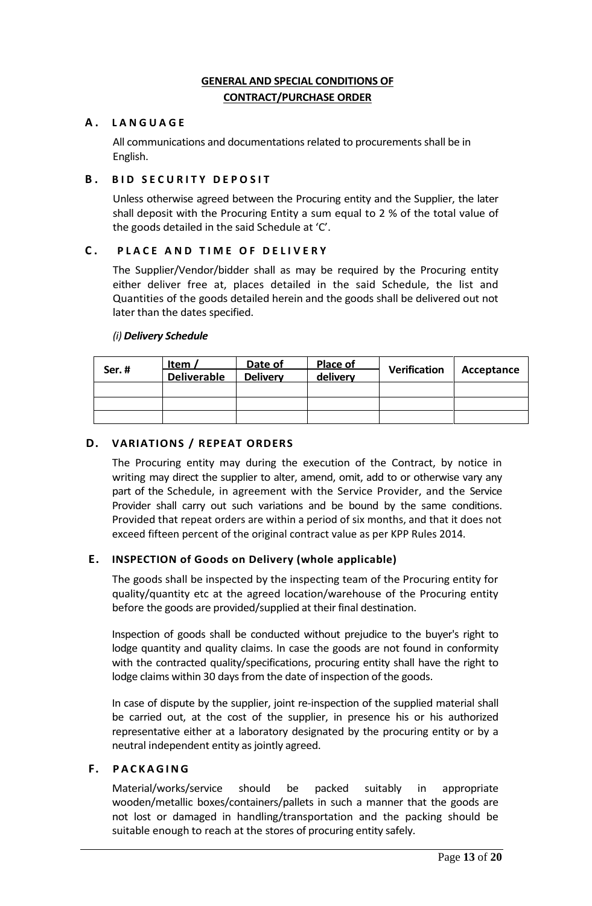## GENERAL AND SPECIAL CONDITIONS OF CONTRACT/PURCHASE ORDER

### A. LANGUAGE

All communications and documentations related to procurements shall be in English.

### B. BID SECURITY DEPOSIT

Unless otherwise agreed between the Procuring entity and the Supplier, the later shall deposit with the Procuring Entity a sum equal to 2 % of the total value of the goods detailed in the said Schedule at 'C'.

### C. PLACE AND TIME OF DELIVERY

The Supplier/Vendor/bidder shall as may be required by the Procuring entity either deliver free at, places detailed in the said Schedule, the list and Quantities of the goods detailed herein and the goods shall be delivered out not later than the dates specified.

*(i) **Delivery Schedule***

| Ser. # | Item / Deliverable | Date of Delivery | Place of delivery | Verification | Acceptance |
|---|---|---|---|---|---|
| | | | | | |
| | | | | | |
| | | | | | |

### D. VARIATIONS / REPEAT ORDERS

The Procuring entity may during the execution of the Contract, by notice in writing may direct the supplier to alter, amend, omit, add to or otherwise vary any part of the Schedule, in agreement with the Service Provider, and the Service Provider shall carry out such variations and be bound by the same conditions. Provided that repeat orders are within a period of six months, and that it does not exceed fifteen percent of the original contract value as per KPP Rules 2014.

### E. INSPECTION of Goods on Delivery (whole applicable)

The goods shall be inspected by the inspecting team of the Procuring entity for quality/quantity etc at the agreed location/warehouse of the Procuring entity before the goods are provided/supplied at their final destination.

Inspection of goods shall be conducted without prejudice to the buyer's right to lodge quantity and quality claims. In case the goods are not found in conformity with the contracted quality/specifications, procuring entity shall have the right to lodge claims within 30 days from the date of inspection of the goods.

In case of dispute by the supplier, joint re-inspection of the supplied material shall be carried out, at the cost of the supplier, in presence his or his authorized representative either at a laboratory designated by the procuring entity or by a neutral independent entity as jointly agreed.

### F. PACKAGING

Material/works/service should be packed suitably in appropriate wooden/metallic boxes/containers/pallets in such a manner that the goods are not lost or damaged in handling/transportation and the packing should be suitable enough to reach at the stores of procuring entity safely.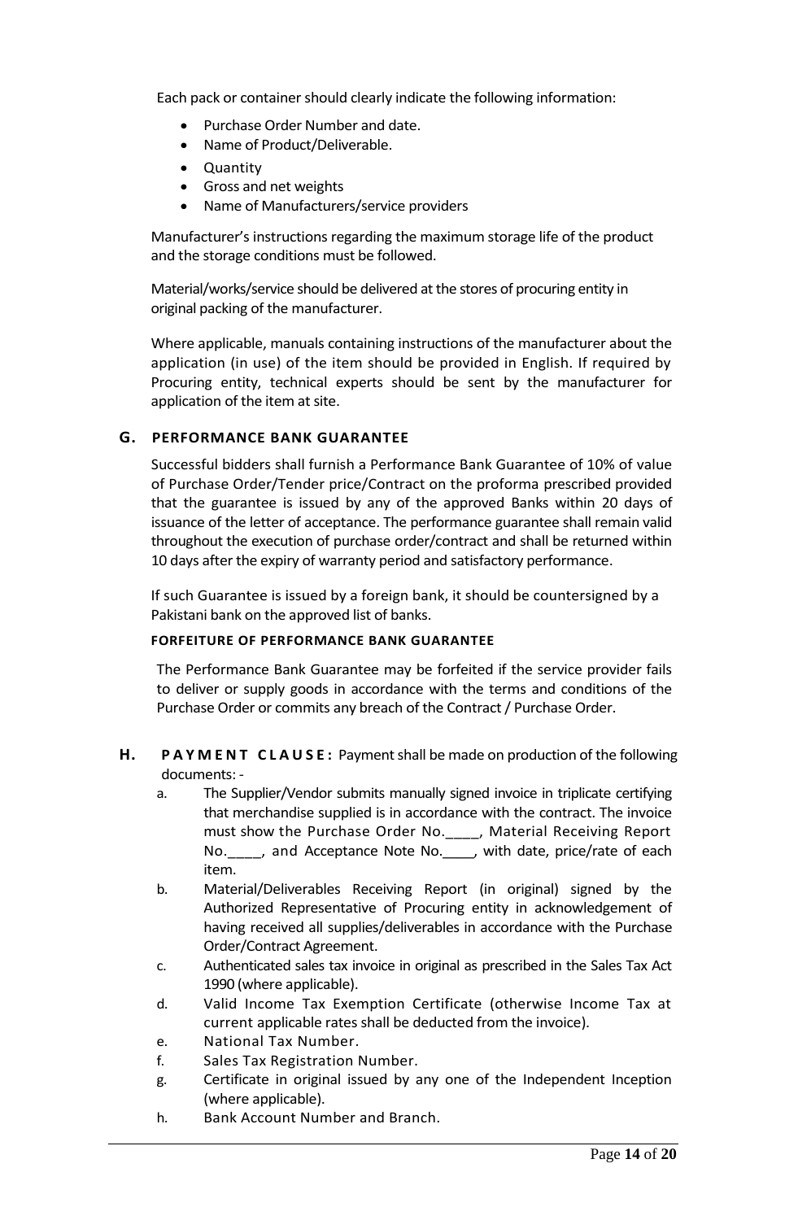Each pack or container should clearly indicate the following information:

- Purchase Order Number and date.
- Name of Product/Deliverable.
- Quantity
- Gross and net weights
- Name of Manufacturers/service providers

Manufacturer's instructions regarding the maximum storage life of the product and the storage conditions must be followed.

Material/works/service should be delivered at the stores of procuring entity in original packing of the manufacturer.

Where applicable, manuals containing instructions of the manufacturer about the application (in use) of the item should be provided in English. If required by Procuring entity, technical experts should be sent by the manufacturer for application of the item at site.

## G. PERFORMANCE BANK GUARANTEE

Successful bidders shall furnish a Performance Bank Guarantee of 10% of value of Purchase Order/Tender price/Contract on the proforma prescribed provided that the guarantee is issued by any of the approved Banks within 20 days of issuance of the letter of acceptance. The performance guarantee shall remain valid throughout the execution of purchase order/contract and shall be returned within 10 days after the expiry of warranty period and satisfactory performance.

If such Guarantee is issued by a foreign bank, it should be countersigned by a Pakistani bank on the approved list of banks.

### FORFEITURE OF PERFORMANCE BANK GUARANTEE

The Performance Bank Guarantee may be forfeited if the service provider fails to deliver or supply goods in accordance with the terms and conditions of the Purchase Order or commits any breach of the Contract / Purchase Order.

## H. PAYMENT CLAUSE: Payment shall be made on production of the following documents: -

a. The Supplier/Vendor submits manually signed invoice in triplicate certifying that merchandise supplied is in accordance with the contract. The invoice must show the Purchase Order No.____, Material Receiving Report No.____, and Acceptance Note No.____, with date, price/rate of each item.

b. Material/Deliverables Receiving Report (in original) signed by the Authorized Representative of Procuring entity in acknowledgement of having received all supplies/deliverables in accordance with the Purchase Order/Contract Agreement.

c. Authenticated sales tax invoice in original as prescribed in the Sales Tax Act 1990 (where applicable).

d. Valid Income Tax Exemption Certificate (otherwise Income Tax at current applicable rates shall be deducted from the invoice).

e. National Tax Number.

f. Sales Tax Registration Number.

g. Certificate in original issued by any one of the Independent Inception (where applicable).

h. Bank Account Number and Branch.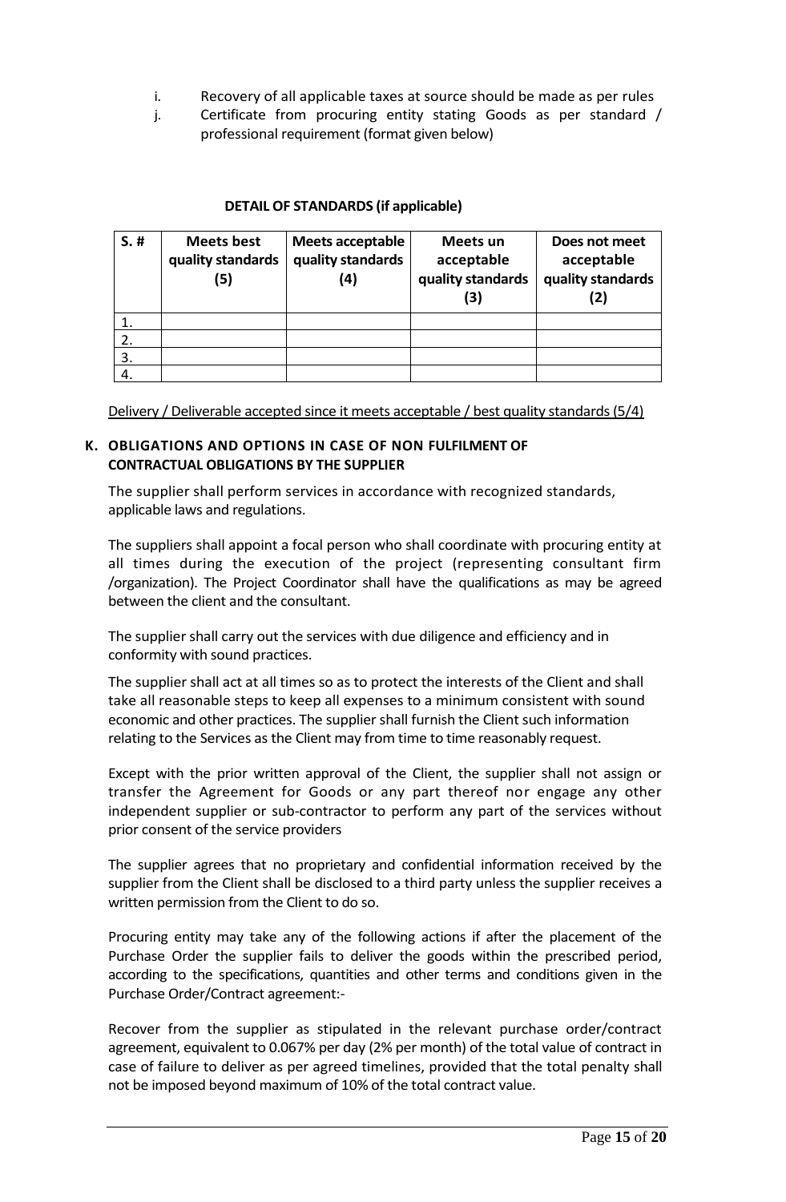i. Recovery of all applicable taxes at source should be made as per rules
j. Certificate from procuring entity stating Goods as per standard / professional requirement (format given below)

**DETAIL OF STANDARDS (if applicable)**

| S. # | Meets best quality standards (5) | Meets acceptable quality standards (4) | Meets un acceptable quality standards (3) | Does not meet acceptable quality standards (2) |
|---|---|---|---|---|
| 1. | | | | |
| 2. | | | | |
| 3. | | | | |
| 4. | | | | |

Delivery / Deliverable accepted since it meets acceptable / best quality standards (5/4)

### K. OBLIGATIONS AND OPTIONS IN CASE OF NON FULFILMENT OF CONTRACTUAL OBLIGATIONS BY THE SUPPLIER

The supplier shall perform services in accordance with recognized standards, applicable laws and regulations.

The suppliers shall appoint a focal person who shall coordinate with procuring entity at all times during the execution of the project (representing consultant firm /organization). The Project Coordinator shall have the qualifications as may be agreed between the client and the consultant.

The supplier shall carry out the services with due diligence and efficiency and in conformity with sound practices.

The supplier shall act at all times so as to protect the interests of the Client and shall take all reasonable steps to keep all expenses to a minimum consistent with sound economic and other practices. The supplier shall furnish the Client such information relating to the Services as the Client may from time to time reasonably request.

Except with the prior written approval of the Client, the supplier shall not assign or transfer the Agreement for Goods or any part thereof nor engage any other independent supplier or sub-contractor to perform any part of the services without prior consent of the service providers

The supplier agrees that no proprietary and confidential information received by the supplier from the Client shall be disclosed to a third party unless the supplier receives a written permission from the Client to do so.

Procuring entity may take any of the following actions if after the placement of the Purchase Order the supplier fails to deliver the goods within the prescribed period, according to the specifications, quantities and other terms and conditions given in the Purchase Order/Contract agreement:-

Recover from the supplier as stipulated in the relevant purchase order/contract agreement, equivalent to 0.067% per day (2% per month) of the total value of contract in case of failure to deliver as per agreed timelines, provided that the total penalty shall not be imposed beyond maximum of 10% of the total contract value.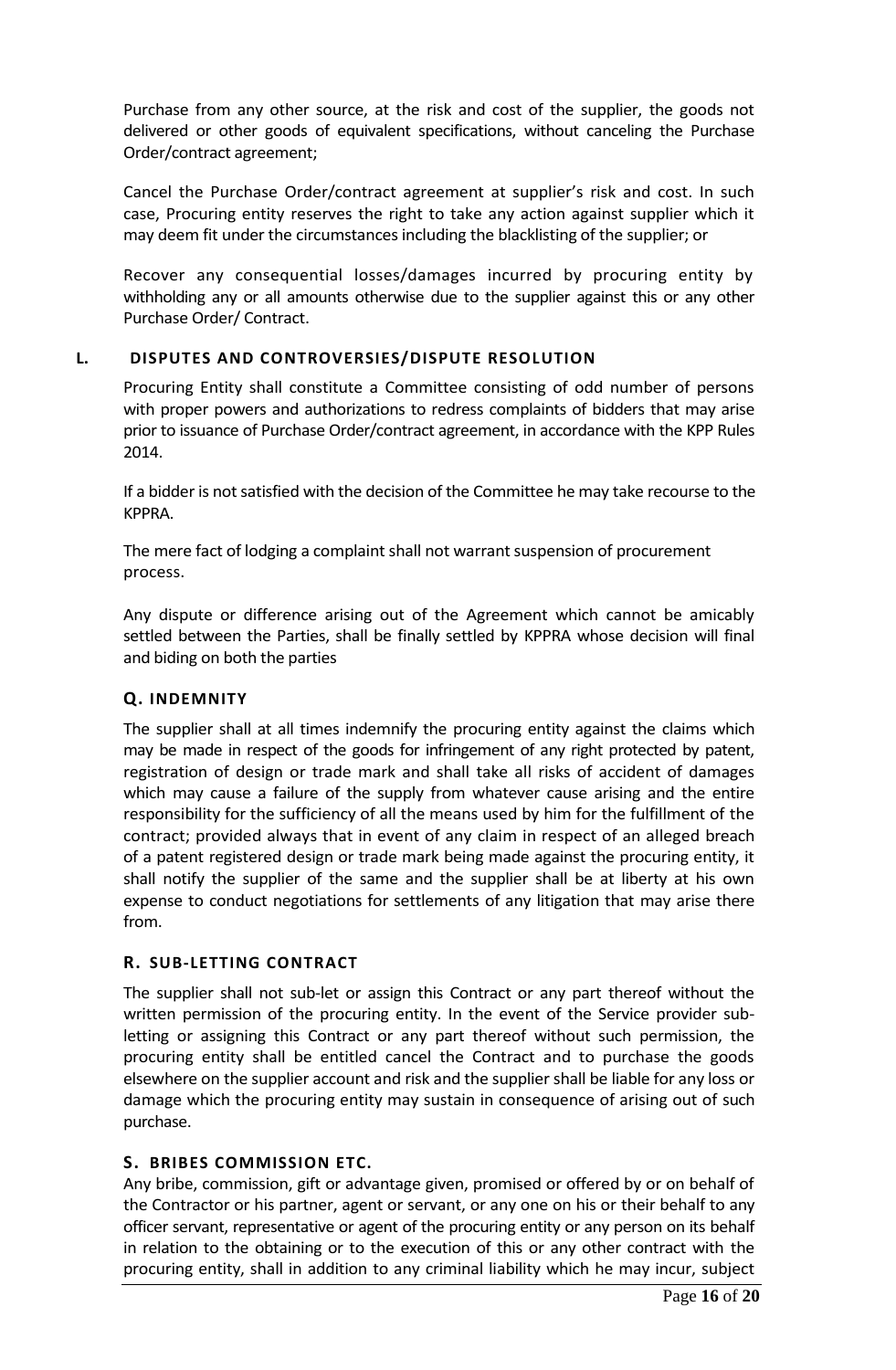Purchase from any other source, at the risk and cost of the supplier, the goods not delivered or other goods of equivalent specifications, without canceling the Purchase Order/contract agreement;

Cancel the Purchase Order/contract agreement at supplier's risk and cost. In such case, Procuring entity reserves the right to take any action against supplier which it may deem fit under the circumstances including the blacklisting of the supplier; or

Recover any consequential losses/damages incurred by procuring entity by withholding any or all amounts otherwise due to the supplier against this or any other Purchase Order/ Contract.

## L. DISPUTES AND CONTROVERSIES/DISPUTE RESOLUTION

Procuring Entity shall constitute a Committee consisting of odd number of persons with proper powers and authorizations to redress complaints of bidders that may arise prior to issuance of Purchase Order/contract agreement, in accordance with the KPP Rules 2014.

If a bidder is not satisfied with the decision of the Committee he may take recourse to the KPPRA.

The mere fact of lodging a complaint shall not warrant suspension of procurement process.

Any dispute or difference arising out of the Agreement which cannot be amicably settled between the Parties, shall be finally settled by KPPRA whose decision will final and biding on both the parties

## Q. INDEMNITY

The supplier shall at all times indemnify the procuring entity against the claims which may be made in respect of the goods for infringement of any right protected by patent, registration of design or trade mark and shall take all risks of accident of damages which may cause a failure of the supply from whatever cause arising and the entire responsibility for the sufficiency of all the means used by him for the fulfillment of the contract; provided always that in event of any claim in respect of an alleged breach of a patent registered design or trade mark being made against the procuring entity, it shall notify the supplier of the same and the supplier shall be at liberty at his own expense to conduct negotiations for settlements of any litigation that may arise there from.

## R. SUB-LETTING CONTRACT

The supplier shall not sub-let or assign this Contract or any part thereof without the written permission of the procuring entity. In the event of the Service provider sub-letting or assigning this Contract or any part thereof without such permission, the procuring entity shall be entitled cancel the Contract and to purchase the goods elsewhere on the supplier account and risk and the supplier shall be liable for any loss or damage which the procuring entity may sustain in consequence of arising out of such purchase.

## S. BRIBES COMMISSION ETC.

Any bribe, commission, gift or advantage given, promised or offered by or on behalf of the Contractor or his partner, agent or servant, or any one on his or their behalf to any officer servant, representative or agent of the procuring entity or any person on its behalf in relation to the obtaining or to the execution of this or any other contract with the procuring entity, shall in addition to any criminal liability which he may incur, subject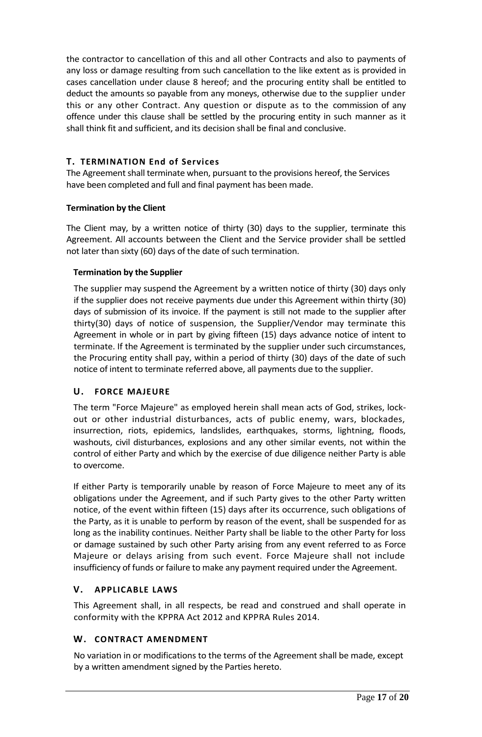the contractor to cancellation of this and all other Contracts and also to payments of any loss or damage resulting from such cancellation to the like extent as is provided in cases cancellation under clause 8 hereof; and the procuring entity shall be entitled to deduct the amounts so payable from any moneys, otherwise due to the supplier under this or any other Contract. Any question or dispute as to the commission of any offence under this clause shall be settled by the procuring entity in such manner as it shall think fit and sufficient, and its decision shall be final and conclusive.

## T. TERMINATION End of Services

The Agreement shall terminate when, pursuant to the provisions hereof, the Services have been completed and full and final payment has been made.

**Termination by the Client**

The Client may, by a written notice of thirty (30) days to the supplier, terminate this Agreement. All accounts between the Client and the Service provider shall be settled not later than sixty (60) days of the date of such termination.

**Termination by the Supplier**

The supplier may suspend the Agreement by a written notice of thirty (30) days only if the supplier does not receive payments due under this Agreement within thirty (30) days of submission of its invoice. If the payment is still not made to the supplier after thirty(30) days of notice of suspension, the Supplier/Vendor may terminate this Agreement in whole or in part by giving fifteen (15) days advance notice of intent to terminate. If the Agreement is terminated by the supplier under such circumstances, the Procuring entity shall pay, within a period of thirty (30) days of the date of such notice of intent to terminate referred above, all payments due to the supplier.

## U. FORCE MAJEURE

The term "Force Majeure" as employed herein shall mean acts of God, strikes, lock-out or other industrial disturbances, acts of public enemy, wars, blockades, insurrection, riots, epidemics, landslides, earthquakes, storms, lightning, floods, washouts, civil disturbances, explosions and any other similar events, not within the control of either Party and which by the exercise of due diligence neither Party is able to overcome.

If either Party is temporarily unable by reason of Force Majeure to meet any of its obligations under the Agreement, and if such Party gives to the other Party written notice, of the event within fifteen (15) days after its occurrence, such obligations of the Party, as it is unable to perform by reason of the event, shall be suspended for as long as the inability continues. Neither Party shall be liable to the other Party for loss or damage sustained by such other Party arising from any event referred to as Force Majeure or delays arising from such event. Force Majeure shall not include insufficiency of funds or failure to make any payment required under the Agreement.

## V. APPLICABLE LAWS

This Agreement shall, in all respects, be read and construed and shall operate in conformity with the KPPRA Act 2012 and KPPRA Rules 2014.

## W. CONTRACT AMENDMENT

No variation in or modifications to the terms of the Agreement shall be made, except by a written amendment signed by the Parties hereto.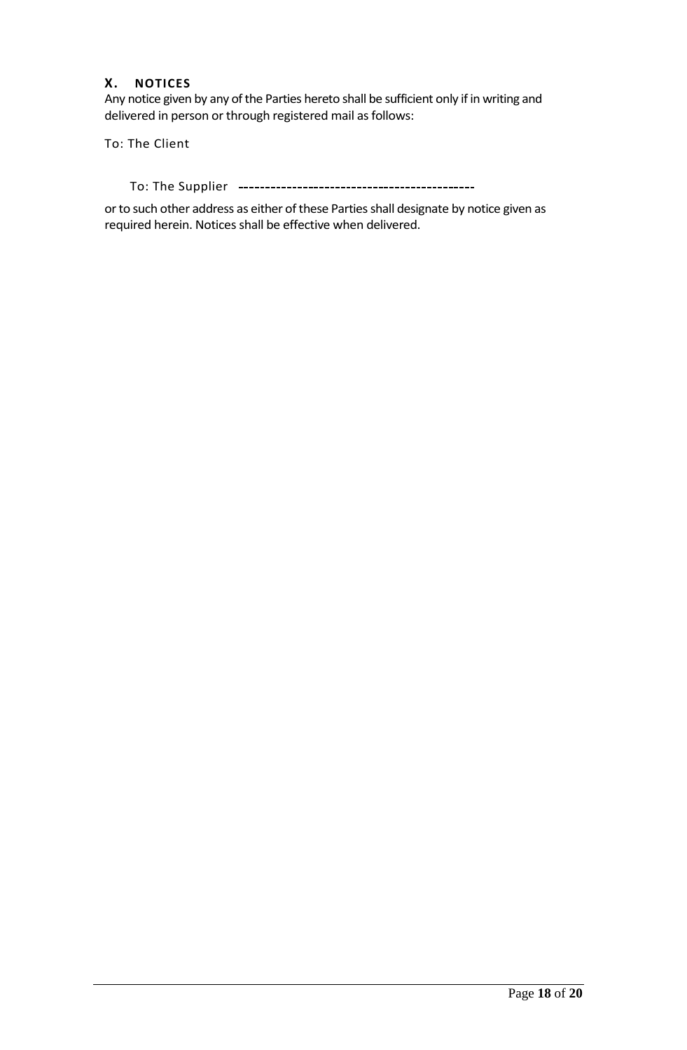## X. NOTICES

Any notice given by any of the Parties hereto shall be sufficient only if in writing and delivered in person or through registered mail as follows:

To: The Client

To: The Supplier --------------------------------------------

or to such other address as either of these Parties shall designate by notice given as required herein. Notices shall be effective when delivered.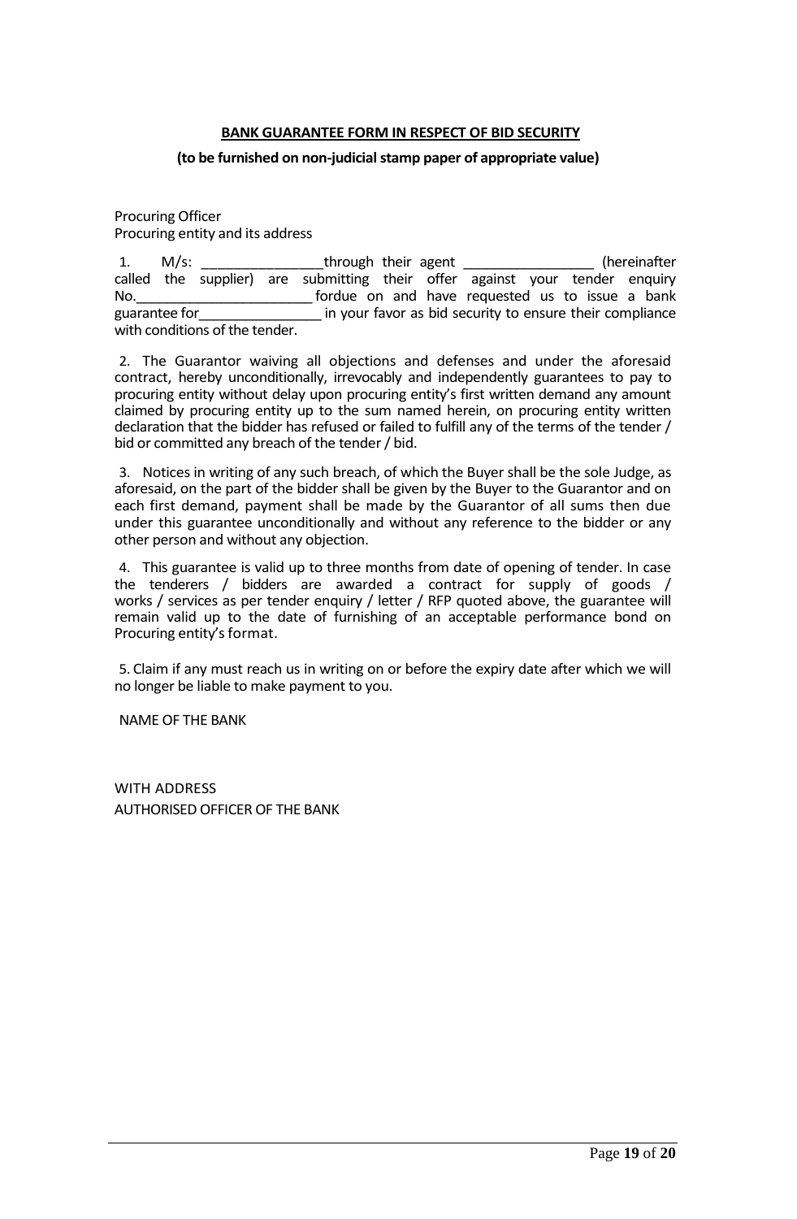**BANK GUARANTEE FORM IN RESPECT OF BID SECURITY**

**(to be furnished on non-judicial stamp paper of appropriate value)**

Procuring Officer
Procuring entity and its address

1. M/s: ________________through their agent _________________ (hereinafter called the supplier) are submitting their offer against your tender enquiry No.________________________ fordue on and have requested us to issue a bank guarantee for________________ in your favor as bid security to ensure their compliance with conditions of the tender.

2. The Guarantor waiving all objections and defenses and under the aforesaid contract, hereby unconditionally, irrevocably and independently guarantees to pay to procuring entity without delay upon procuring entity's first written demand any amount claimed by procuring entity up to the sum named herein, on procuring entity written declaration that the bidder has refused or failed to fulfill any of the terms of the tender / bid or committed any breach of the tender / bid.

3. Notices in writing of any such breach, of which the Buyer shall be the sole Judge, as aforesaid, on the part of the bidder shall be given by the Buyer to the Guarantor and on each first demand, payment shall be made by the Guarantor of all sums then due under this guarantee unconditionally and without any reference to the bidder or any other person and without any objection.

4. This guarantee is valid up to three months from date of opening of tender. In case the tenderers / bidders are awarded a contract for supply of goods / works / services as per tender enquiry / letter / RFP quoted above, the guarantee will remain valid up to the date of furnishing of an acceptable performance bond on Procuring entity's format.

5. Claim if any must reach us in writing on or before the expiry date after which we will no longer be liable to make payment to you.

NAME OF THE BANK

WITH ADDRESS
AUTHORISED OFFICER OF THE BANK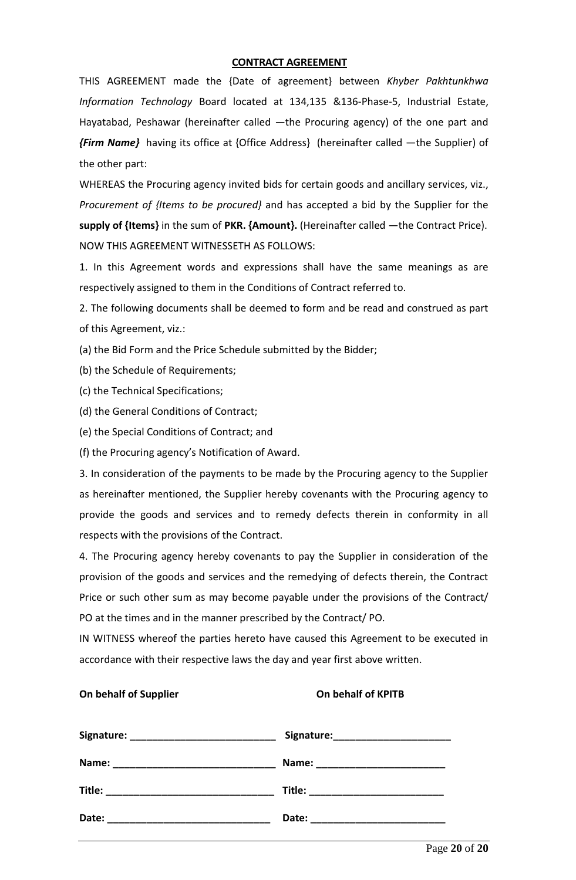## CONTRACT AGREEMENT

THIS AGREEMENT made the {Date of agreement} between *Khyber Pakhtunkhwa Information Technology* Board located at 134,135 &136-Phase-5, Industrial Estate, Hayatabad, Peshawar (hereinafter called —the Procuring agency) of the one part and ***{Firm Name}*** having its office at {Office Address} (hereinafter called —the Supplier) of the other part:

WHEREAS the Procuring agency invited bids for certain goods and ancillary services, viz., *Procurement of {Items to be procured}* and has accepted a bid by the Supplier for the **supply of {Items}** in the sum of **PKR. {Amount}.** (Hereinafter called —the Contract Price).

NOW THIS AGREEMENT WITNESSETH AS FOLLOWS:

1. In this Agreement words and expressions shall have the same meanings as are respectively assigned to them in the Conditions of Contract referred to.

2. The following documents shall be deemed to form and be read and construed as part of this Agreement, viz.:

(a) the Bid Form and the Price Schedule submitted by the Bidder;

(b) the Schedule of Requirements;

(c) the Technical Specifications;

(d) the General Conditions of Contract;

(e) the Special Conditions of Contract; and

(f) the Procuring agency's Notification of Award.

3. In consideration of the payments to be made by the Procuring agency to the Supplier as hereinafter mentioned, the Supplier hereby covenants with the Procuring agency to provide the goods and services and to remedy defects therein in conformity in all respects with the provisions of the Contract.

4. The Procuring agency hereby covenants to pay the Supplier in consideration of the provision of the goods and services and the remedying of defects therein, the Contract Price or such other sum as may become payable under the provisions of the Contract/ PO at the times and in the manner prescribed by the Contract/ PO.

IN WITNESS whereof the parties hereto have caused this Agreement to be executed in accordance with their respective laws the day and year first above written.

| **On behalf of Supplier** | **On behalf of KPITB** |
|---|---|
| **Signature:** ___________________________ | **Signature:**______________________ |
| **Name:** ______________________________ | **Name:** ________________________ |
| **Title:** _______________________________ | **Title:** _________________________ |
| **Date:** _______________________________ | **Date:** _________________________ |